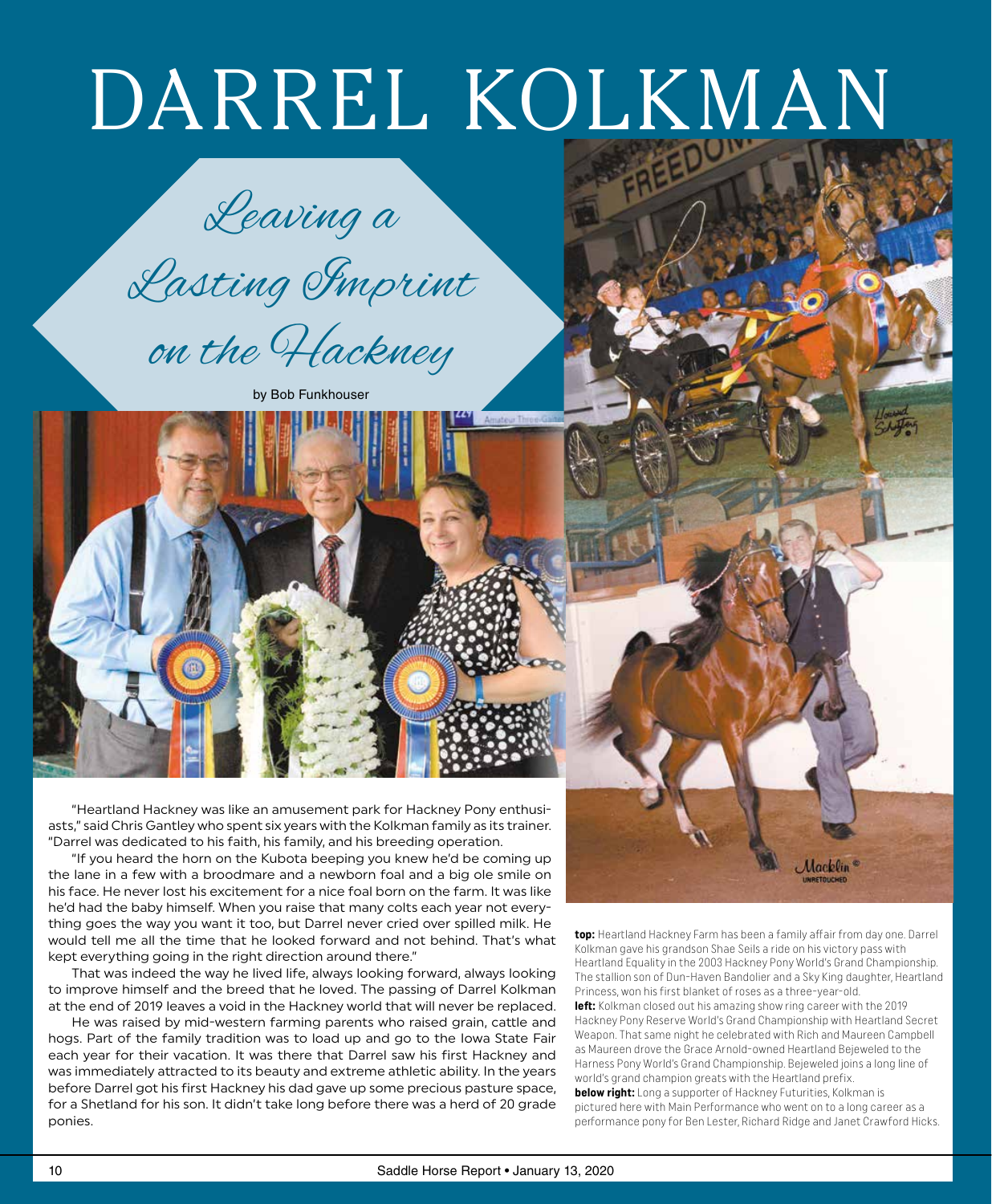# DARREL KOLKMAN

## *Leaving a Lasting Imprint on the Hackney*

by Bob Funkhouser

"Heartland Hackney was like an amusement park for Hackney Pony enthusiasts," said Chris Gantley who spent six years with the Kolkman family as its trainer. "Darrel was dedicated to his faith, his family, and his breeding operation.

"If you heard the horn on the Kubota beeping you knew he'd be coming up the lane in a few with a broodmare and a newborn foal and a big ole smile on his face. He never lost his excitement for a nice foal born on the farm. It was like he'd had the baby himself. When you raise that many colts each year not everything goes the way you want it too, but Darrel never cried over spilled milk. He would tell me all the time that he looked forward and not behind. That's what kept everything going in the right direction around there."

That was indeed the way he lived life, always looking forward, always looking to improve himself and the breed that he loved. The passing of Darrel Kolkman at the end of 2019 leaves a void in the Hackney world that will never be replaced.

He was raised by mid-western farming parents who raised grain, cattle and hogs. Part of the family tradition was to load up and go to the Iowa State Fair each year for their vacation. It was there that Darrel saw his first Hackney and was immediately attracted to its beauty and extreme athletic ability. In the years before Darrel got his first Hackney his dad gave up some precious pasture space, for a Shetland for his son. It didn't take long before there was a herd of 20 grade ponies.

**top:** Heartland Hackney Farm has been a family affair from day one. Darrel Kolkman gave his grandson Shae Seils a ride on his victory pass with Heartland Equality in the 2003 Hackney Pony World's Grand Championship. The stallion son of Dun-Haven Bandolier and a Sky King daughter, Heartland Princess, won his first blanket of roses as a three-year-old.

**left:** Kolkman closed out his amazing show ring career with the 2019 Hackney Pony Reserve World's Grand Championship with Heartland Secret Weapon. That same night he celebrated with Rich and Maureen Campbell as Maureen drove the Grace Arnold-owned Heartland Bejeweled to the Harness Pony World's Grand Championship. Bejeweled joins a long line of world's grand champion greats with the Heartland prefix.

**below right:** Long a supporter of Hackney Futurities, Kolkman is pictured here with Main Performance who went on to a long career as a performance pony for Ben Lester, Richard Ridge and Janet Crawford Hicks.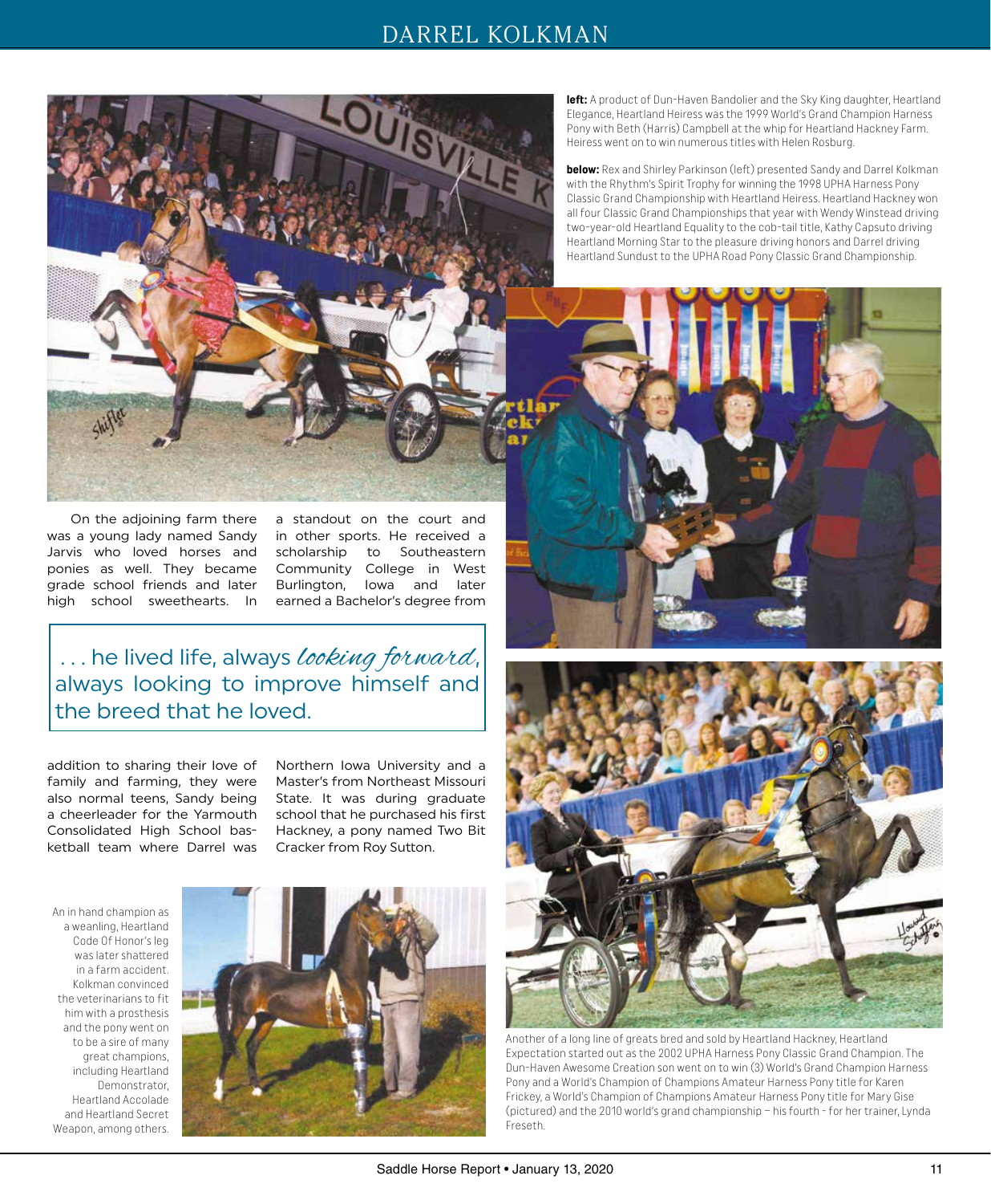**left:** A product of Dun-Haven Bandolier and the Sky King daughter, Heartland Elegance, Heartland Heiress was the 1999 World's Grand Champion Harness Pony with Beth (Harris) Campbell at the whip for Heartland Hackney Farm. Heiress went on to win numerous titles with Helen Rosburg.

**below:** Rex and Shirley Parkinson (left) presented Sandy and Darrel Kolkman with the Rhythm's Spirit Trophy for winning the 1998 UPHA Harness Pony Classic Grand Championship with Heartland Heiress. Heartland Hackney won all four Classic Grand Championships that year with Wendy Winstead driving two-year-old Heartland Equality to the cob-tail title, Kathy Capsuto driving Heartland Morning Star to the pleasure driving honors and Darrel driving Heartland Sundust to the UPHA Road Pony Classic Grand Championship.

On the adjoining farm there was a young lady named Sandy Jarvis who loved horses and ponies as well. They became grade school friends and later high school sweethearts. In addition to sharing their love of family and farming, they were also normal teens, Sandy being a cheerleader for the Yarmouth Consolidated High School basketball team where Darrel was a standout on the court and in other sports. He received a scholarship to Southeastern Community College in West Burlington, Iowa and later earned a Bachelor's degree from Northern Iowa University and a Master's from Northeast Missouri State. It was during graduate school that he purchased his first Hackney, a pony named Two Bit Cracker from Roy Sutton.

> . . . he lived life, always *looking forward*, always looking to improve himself and the breed that he loved.

An in hand champion as a weanling, Heartland Code Of Honor's leg was later shattered in a farm accident. Kolkman convinced the veterinarians to fit him with a prosthesis and the pony went on to be a sire of many great champions, including Heartland Demonstrator, Heartland Accolade and Heartland Secret Weapon, among others.

Another of a long line of greats bred and sold by Heartland Hackney, Heartland Expectation started out as the 2002 UPHA Harness Pony Classic Grand Champion. The Dun-Haven Awesome Creation son went on to win (3) World's Grand Champion Harness Pony and a World's Champion of Champions Amateur Harness Pony title for Karen Frickey, a World's Champion of Champions Amateur Harness Pony title for Mary Gise (pictured) and the 2010 world's grand championship – his fourth - for her trainer, Lynda Freseth.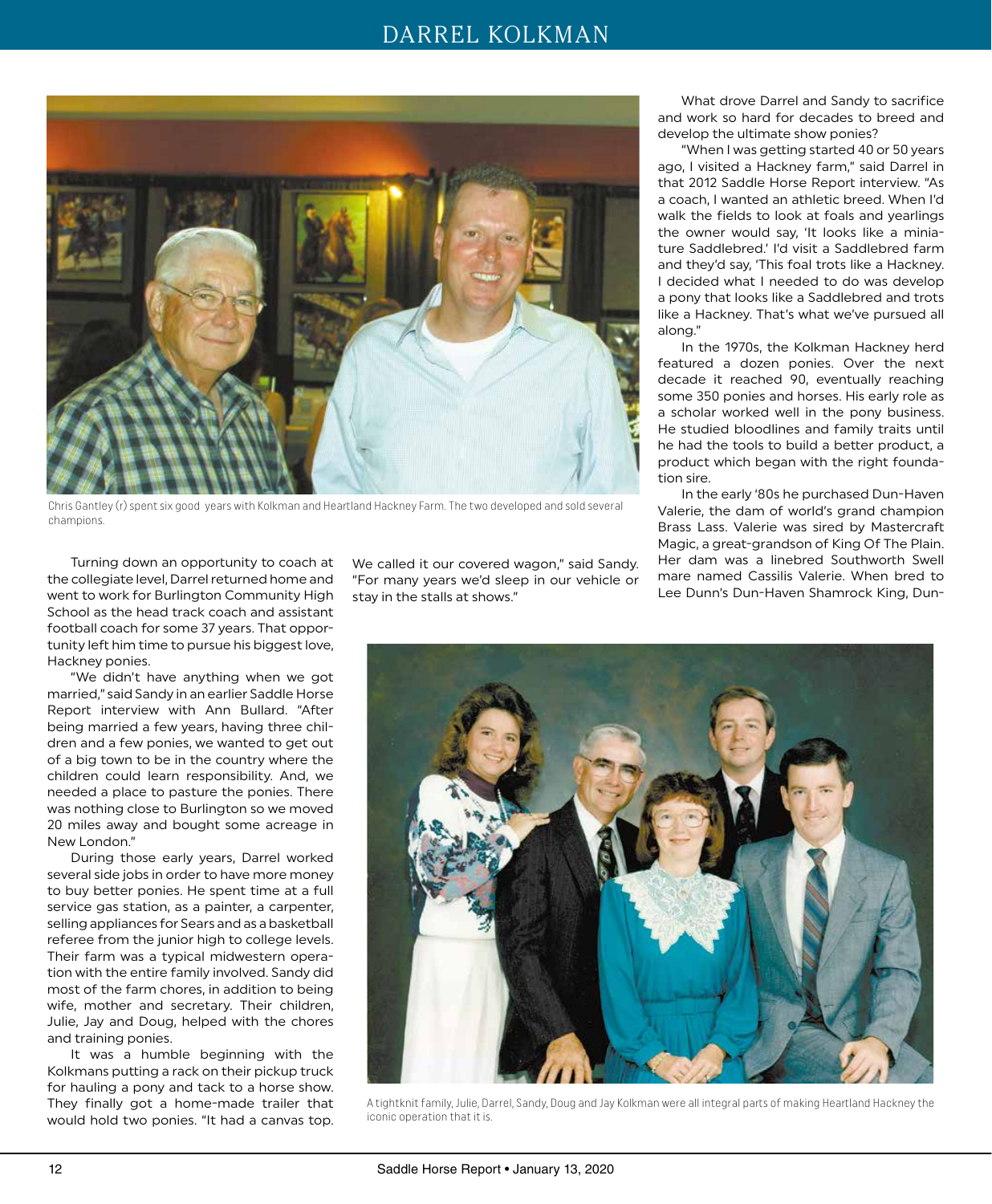Chris Gantley (r) spent six good years with Kolkman and Heartland Hackney Farm. The two developed and sold several champions.

Turning down an opportunity to coach at the collegiate level, Darrel returned home and went to work for Burlington Community High School as the head track coach and assistant football coach for some 37 years. That opportunity left him time to pursue his biggest love, Hackney ponies.

"We didn't have anything when we got married," said Sandy in an earlier Saddle Horse Report interview with Ann Bullard. "After being married a few years, having three children and a few ponies, we wanted to get out of a big town to be in the country where the children could learn responsibility. And, we needed a place to pasture the ponies. There was nothing close to Burlington so we moved 20 miles away and bought some acreage in New London."

During those early years, Darrel worked several side jobs in order to have more money to buy better ponies. He spent time at a full service gas station, as a painter, a carpenter, selling appliances for Sears and as a basketball referee from the junior high to college levels. Their farm was a typical midwestern operation with the entire family involved. Sandy did most of the farm chores, in addition to being wife, mother and secretary. Their children, Julie, Jay and Doug, helped with the chores and training ponies.

It was a humble beginning with the Kolkmans putting a rack on their pickup truck for hauling a pony and tack to a horse show. They finally got a home-made trailer that would hold two ponies. "It had a canvas top. We called it our covered wagon," said Sandy. "For many years we'd sleep in our vehicle or stay in the stalls at shows."

What drove Darrel and Sandy to sacrifice and work so hard for decades to breed and develop the ultimate show ponies?

"When I was getting started 40 or 50 years ago, I visited a Hackney farm," said Darrel in that 2012 Saddle Horse Report interview. "As a coach, I wanted an athletic breed. When I'd walk the fields to look at foals and yearlings the owner would say, 'It looks like a miniature Saddlebred.' I'd visit a Saddlebred farm and they'd say, 'This foal trots like a Hackney. I decided what I needed to do was develop a pony that looks like a Saddlebred and trots like a Hackney. That's what we've pursued all along."

In the 1970s, the Kolkman Hackney herd featured a dozen ponies. Over the next decade it reached 90, eventually reaching some 350 ponies and horses. His early role as a scholar worked well in the pony business. He studied bloodlines and family traits until he had the tools to build a better product, a product which began with the right foundation sire.

In the early '80s he purchased Dun-Haven Valerie, the dam of world's grand champion Brass Lass. Valerie was sired by Mastercraft Magic, a great-grandson of King Of The Plain. Her dam was a linebred Southworth Swell mare named Cassilis Valerie. When bred to Lee Dunn's Dun-Haven Shamrock King, Dun-

A tightknit family, Julie, Darrel, Sandy, Doug and Jay Kolkman were all integral parts of making Heartland Hackney the iconic operation that it is.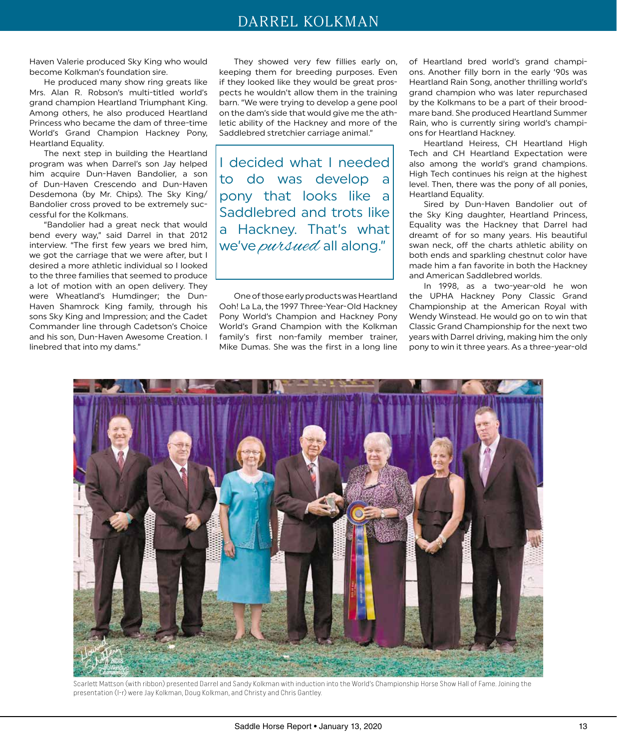Haven Valerie produced Sky King who would become Kolkman's foundation sire.

He produced many show ring greats like Mrs. Alan R. Robson's multi-titled world's grand champion Heartland Triumphant King. Among others, he also produced Heartland Princess who became the dam of three-time World's Grand Champion Hackney Pony, Heartland Equality.

The next step in building the Heartland program was when Darrel's son Jay helped him acquire Dun-Haven Bandolier, a son of Dun-Haven Crescendo and Dun-Haven Desdemona (by Mr. Chips). The Sky King/ Bandolier cross proved to be extremely successful for the Kolkmans.

"Bandolier had a great neck that would bend every way," said Darrel in that 2012 interview. "The first few years we bred him, we got the carriage that we were after, but I desired a more athletic individual so I looked to the three families that seemed to produce a lot of motion with an open delivery. They were Wheatland's Humdinger; the Dun-Haven Shamrock King family, through his sons Sky King and Impression; and the Cadet Commander line through Cadetson's Choice and his son, Dun-Haven Awesome Creation. I linebred that into my dams."

They showed very few fillies early on, keeping them for breeding purposes. Even if they looked like they would be great prospects he wouldn't allow them in the training barn. "We were trying to develop a gene pool on the dam's side that would give me the athletic ability of the Hackney and more of the Saddlebred stretchier carriage animal."

> I decided what I needed to do was develop a pony that looks like a Saddlebred and trots like a Hackney. That's what we've *pursued* all along."

One of those early products was Heartland Ooh! La La, the 1997 Three-Year-Old Hackney Pony World's Champion and Hackney Pony World's Grand Champion with the Kolkman family's first non-family member trainer, Mike Dumas. She was the first in a long line of Heartland bred world's grand champions. Another filly born in the early '90s was Heartland Rain Song, another thrilling world's grand champion who was later repurchased by the Kolkmans to be a part of their broodmare band. She produced Heartland Summer Rain, who is currently siring world's champions for Heartland Hackney.

Heartland Heiress, CH Heartland High Tech and CH Heartland Expectation were also among the world's grand champions. High Tech continues his reign at the highest level. Then, there was the pony of all ponies, Heartland Equality.

Sired by Dun-Haven Bandolier out of the Sky King daughter, Heartland Princess, Equality was the Hackney that Darrel had dreamt of for so many years. His beautiful swan neck, off the charts athletic ability on both ends and sparkling chestnut color have made him a fan favorite in both the Hackney and American Saddlebred worlds.

In 1998, as a two-year-old he won the UPHA Hackney Pony Classic Grand Championship at the American Royal with Wendy Winstead. He would go on to win that Classic Grand Championship for the next two years with Darrel driving, making him the only pony to win it three years. As a three-year-old

Scarlett Mattson (with ribbon) presented Darrel and Sandy Kolkman with induction into the World's Championship Horse Show Hall of Fame. Joining the presentation (l-r) were Jay Kolkman, Doug Kolkman, and Christy and Chris Gantley.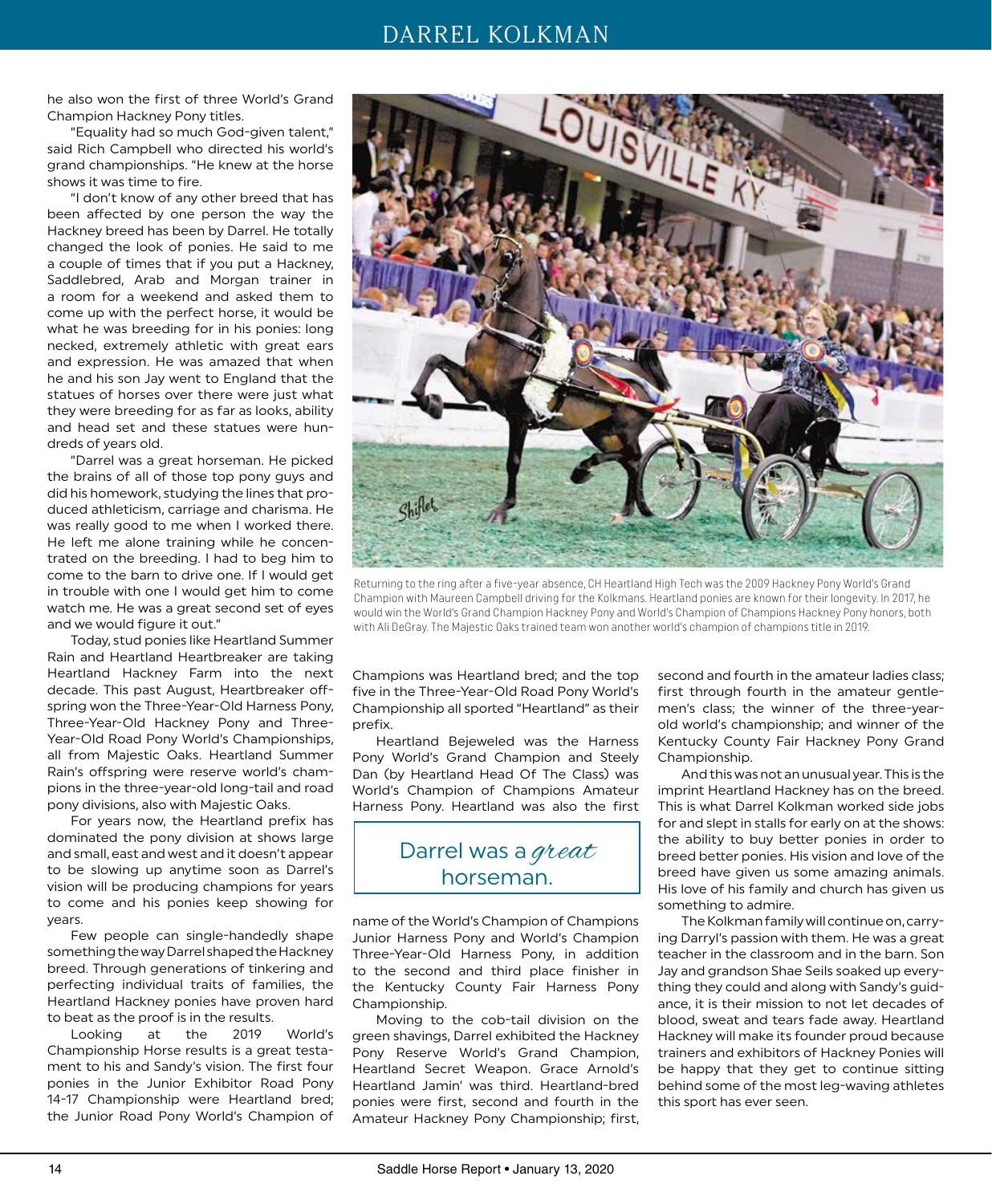he also won the first of three World's Grand Champion Hackney Pony titles.

"Equality had so much God-given talent," said Rich Campbell who directed his world's grand championships. "He knew at the horse shows it was time to fire.

"I don't know of any other breed that has been affected by one person the way the Hackney breed has been by Darrel. He totally changed the look of ponies. He said to me a couple of times that if you put a Hackney, Saddlebred, Arab and Morgan trainer in a room for a weekend and asked them to come up with the perfect horse, it would be what he was breeding for in his ponies: long necked, extremely athletic with great ears and expression. He was amazed that when he and his son Jay went to England that the statues of horses over there were just what they were breeding for as far as looks, ability and head set and these statues were hundreds of years old.

"Darrel was a great horseman. He picked the brains of all of those top pony guys and did his homework, studying the lines that produced athleticism, carriage and charisma. He was really good to me when I worked there. He left me alone training while he concentrated on the breeding. I had to beg him to come to the barn to drive one. If I would get in trouble with one I would get him to come watch me. He was a great second set of eyes and we would figure it out."

Today, stud ponies like Heartland Summer Rain and Heartland Heartbreaker are taking Heartland Hackney Farm into the next decade. This past August, Heartbreaker offspring won the Three-Year-Old Harness Pony, Three-Year-Old Hackney Pony and Three-Year-Old Road Pony World's Championships, all from Majestic Oaks. Heartland Summer Rain's offspring were reserve world's champions in the three-year-old long-tail and road pony divisions, also with Majestic Oaks.

For years now, the Heartland prefix has dominated the pony division at shows large and small, east and west and it doesn't appear to be slowing up anytime soon as Darrel's vision will be producing champions for years to come and his ponies keep showing for years.

Few people can single-handedly shape something the way Darrel shaped the Hackney breed. Through generations of tinkering and perfecting individual traits of families, the Heartland Hackney ponies have proven hard to beat as the proof is in the results.

Looking at the 2019 World's Championship Horse results is a great testament to his and Sandy's vision. The first four ponies in the Junior Exhibitor Road Pony 14-17 Championship were Heartland bred; the Junior Road Pony World's Champion of Champions was Heartland bred; and the top five in the Three-Year-Old Road Pony World's Championship all sported "Heartland" as their prefix.

Returning to the ring after a five-year absence, CH Heartland High Tech was the 2009 Hackney Pony World's Grand Champion with Maureen Campbell driving for the Kolkmans. Heartland ponies are known for their longevity. In 2017, he would win the World's Grand Champion Hackney Pony and World's Champion of Champions Hackney Pony honors, both with Ali DeGray. The Majestic Oaks trained team won another world's champion of champions title in 2019.

Heartland Bejeweled was the Harness Pony World's Grand Champion and Steely Dan (by Heartland Head Of The Class) was World's Champion of Champions Amateur Harness Pony. Heartland was also the first name of the World's Champion of Champions Junior Harness Pony and World's Champion Three-Year-Old Harness Pony, in addition to the second and third place finisher in the Kentucky County Fair Harness Pony Championship.

> Darrel was a *great* horseman.

Moving to the cob-tail division on the green shavings, Darrel exhibited the Hackney Pony Reserve World's Grand Champion, Heartland Secret Weapon. Grace Arnold's Heartland Jamin' was third. Heartland-bred ponies were first, second and fourth in the Amateur Hackney Pony Championship; first, second and fourth in the amateur ladies class; first through fourth in the amateur gentlemen's class; the winner of the three-year-old world's championship; and winner of the Kentucky County Fair Hackney Pony Grand Championship.

And this was not an unusual year. This is the imprint Heartland Hackney has on the breed. This is what Darrel Kolkman worked side jobs for and slept in stalls for early on at the shows: the ability to buy better ponies in order to breed better ponies. His vision and love of the breed have given us some amazing animals. His love of his family and church has given us something to admire.

The Kolkman family will continue on, carrying Darryl's passion with them. He was a great teacher in the classroom and in the barn. Son Jay and grandson Shae Seils soaked up everything they could and along with Sandy's guidance, it is their mission to not let decades of blood, sweat and tears fade away. Heartland Hackney will make its founder proud because trainers and exhibitors of Hackney Ponies will be happy that they get to continue sitting behind some of the most leg-waving athletes this sport has ever seen.